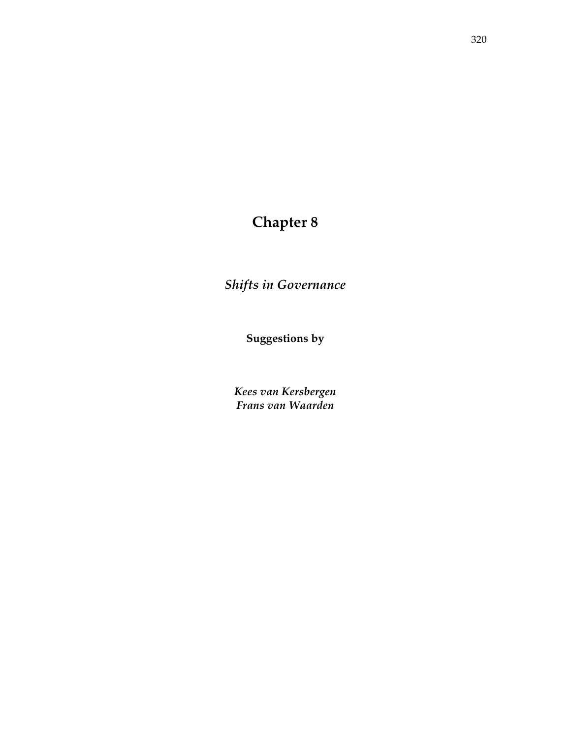# Chapter 8

## *Shifts in Governance*

**Suggestions by**

***Kees van Kersbergen***
***Frans van Waarden***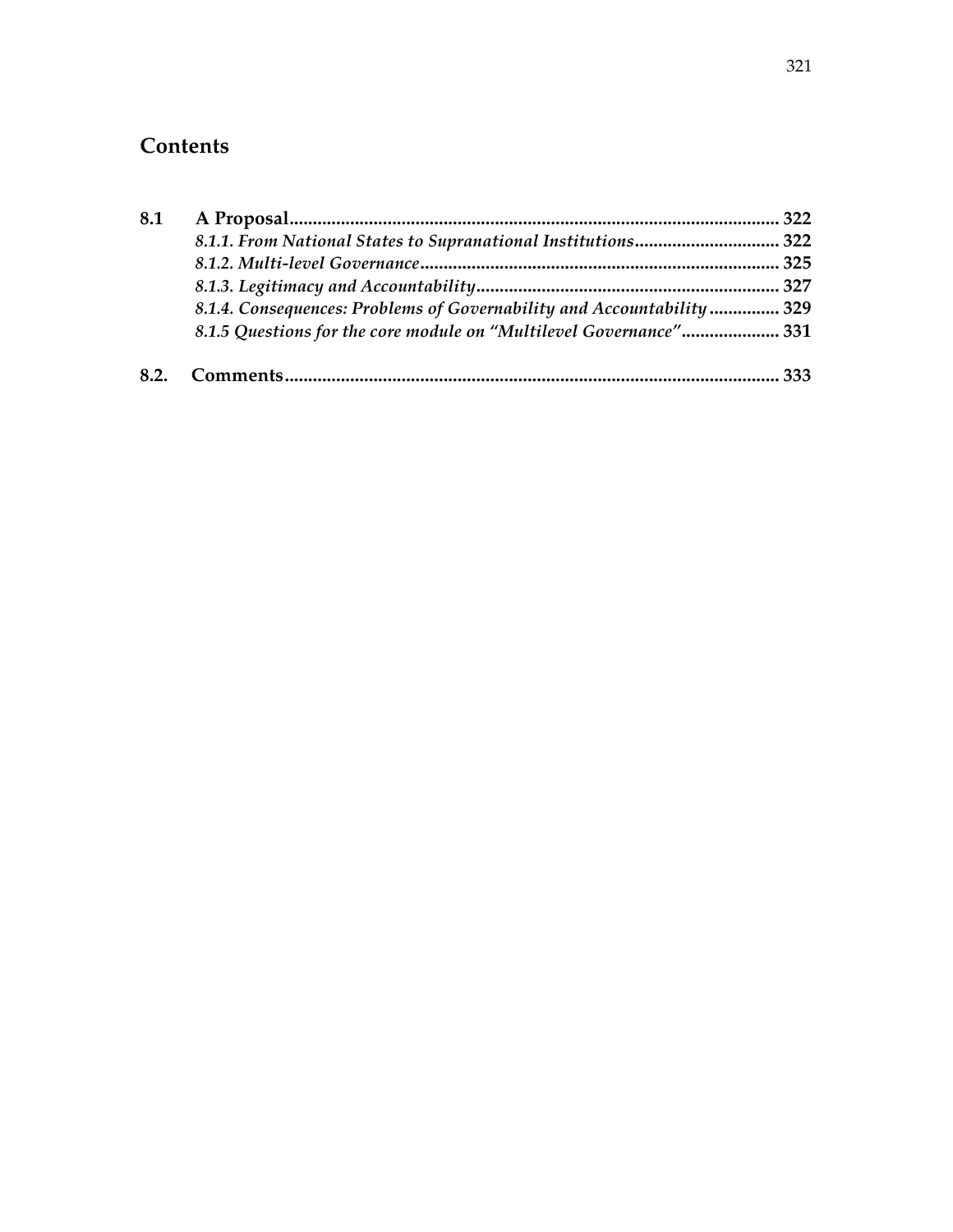## Contents

| | | |
|---|---|---|
| **8.1** | **A Proposal** | **322** |
| | *8.1.1. From National States to Supranational Institutions* | **322** |
| | *8.1.2. Multi-level Governance* | **325** |
| | *8.1.3. Legitimacy and Accountability* | **327** |
| | *8.1.4. Consequences: Problems of Governability and Accountability* | **329** |
| | *8.1.5 Questions for the core module on "Multilevel Governance"* | **331** |
| **8.2.** | **Comments** | **333** |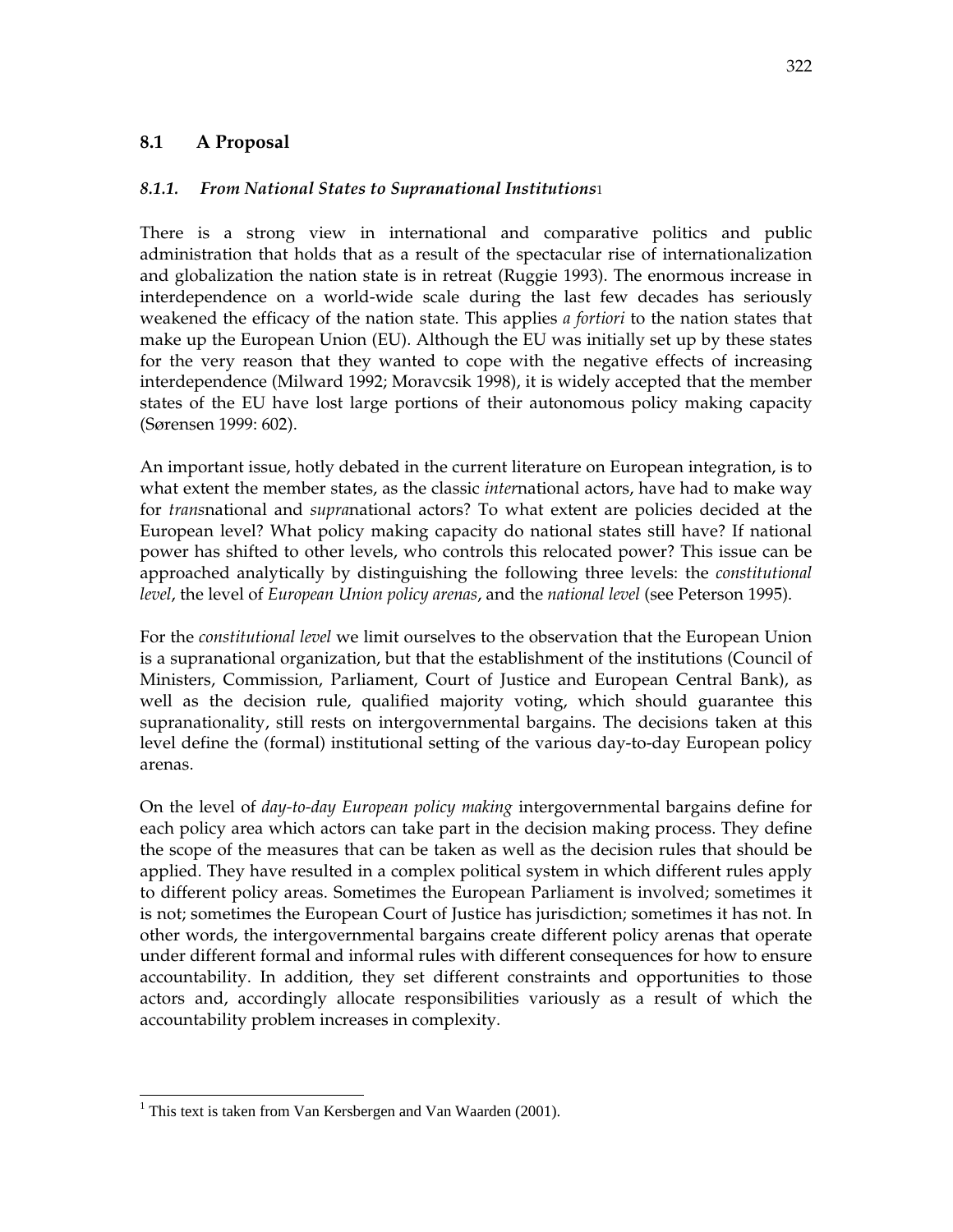## 8.1 A Proposal

### *8.1.1. From National States to Supranational Institutions*[1]

There is a strong view in international and comparative politics and public administration that holds that as a result of the spectacular rise of internationalization and globalization the nation state is in retreat (Ruggie 1993). The enormous increase in interdependence on a world-wide scale during the last few decades has seriously weakened the efficacy of the nation state. This applies *a fortiori* to the nation states that make up the European Union (EU). Although the EU was initially set up by these states for the very reason that they wanted to cope with the negative effects of increasing interdependence (Milward 1992; Moravcsik 1998), it is widely accepted that the member states of the EU have lost large portions of their autonomous policy making capacity (Sørensen 1999: 602).

An important issue, hotly debated in the current literature on European integration, is to what extent the member states, as the classic *inter*national actors, have had to make way for *trans*national and *supra*national actors? To what extent are policies decided at the European level? What policy making capacity do national states still have? If national power has shifted to other levels, who controls this relocated power? This issue can be approached analytically by distinguishing the following three levels: the *constitutional level*, the level of *European Union policy arenas*, and the *national level* (see Peterson 1995).

For the *constitutional level* we limit ourselves to the observation that the European Union is a supranational organization, but that the establishment of the institutions (Council of Ministers, Commission, Parliament, Court of Justice and European Central Bank), as well as the decision rule, qualified majority voting, which should guarantee this supranationality, still rests on intergovernmental bargains. The decisions taken at this level define the (formal) institutional setting of the various day-to-day European policy arenas.

On the level of *day-to-day European policy making* intergovernmental bargains define for each policy area which actors can take part in the decision making process. They define the scope of the measures that can be taken as well as the decision rules that should be applied. They have resulted in a complex political system in which different rules apply to different policy areas. Sometimes the European Parliament is involved; sometimes it is not; sometimes the European Court of Justice has jurisdiction; sometimes it has not. In other words, the intergovernmental bargains create different policy arenas that operate under different formal and informal rules with different consequences for how to ensure accountability. In addition, they set different constraints and opportunities to those actors and, accordingly allocate responsibilities variously as a result of which the accountability problem increases in complexity.

---

[1] This text is taken from Van Kersbergen and Van Waarden (2001).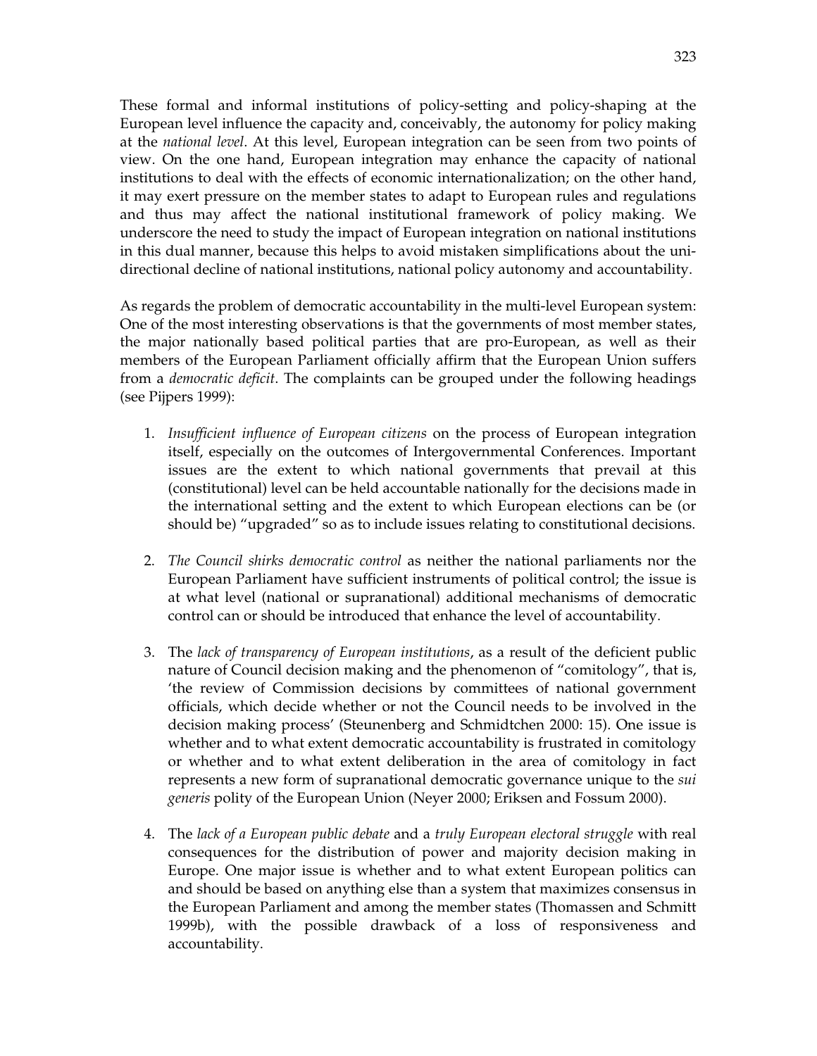These formal and informal institutions of policy-setting and policy-shaping at the European level influence the capacity and, conceivably, the autonomy for policy making at the *national level*. At this level, European integration can be seen from two points of view. On the one hand, European integration may enhance the capacity of national institutions to deal with the effects of economic internationalization; on the other hand, it may exert pressure on the member states to adapt to European rules and regulations and thus may affect the national institutional framework of policy making. We underscore the need to study the impact of European integration on national institutions in this dual manner, because this helps to avoid mistaken simplifications about the uni-directional decline of national institutions, national policy autonomy and accountability.

As regards the problem of democratic accountability in the multi-level European system: One of the most interesting observations is that the governments of most member states, the major nationally based political parties that are pro-European, as well as their members of the European Parliament officially affirm that the European Union suffers from a *democratic deficit*. The complaints can be grouped under the following headings (see Pijpers 1999):

1. *Insufficient influence of European citizens* on the process of European integration itself, especially on the outcomes of Intergovernmental Conferences. Important issues are the extent to which national governments that prevail at this (constitutional) level can be held accountable nationally for the decisions made in the international setting and the extent to which European elections can be (or should be) "upgraded" so as to include issues relating to constitutional decisions.

2. *The Council shirks democratic control* as neither the national parliaments nor the European Parliament have sufficient instruments of political control; the issue is at what level (national or supranational) additional mechanisms of democratic control can or should be introduced that enhance the level of accountability.

3. The *lack of transparency of European institutions*, as a result of the deficient public nature of Council decision making and the phenomenon of "comitology", that is, 'the review of Commission decisions by committees of national government officials, which decide whether or not the Council needs to be involved in the decision making process' (Steunenberg and Schmidtchen 2000: 15). One issue is whether and to what extent democratic accountability is frustrated in comitology or whether and to what extent deliberation in the area of comitology in fact represents a new form of supranational democratic governance unique to the *sui generis* polity of the European Union (Neyer 2000; Eriksen and Fossum 2000).

4. The *lack of a European public debate* and a *truly European electoral struggle* with real consequences for the distribution of power and majority decision making in Europe. One major issue is whether and to what extent European politics can and should be based on anything else than a system that maximizes consensus in the European Parliament and among the member states (Thomassen and Schmitt 1999b), with the possible drawback of a loss of responsiveness and accountability.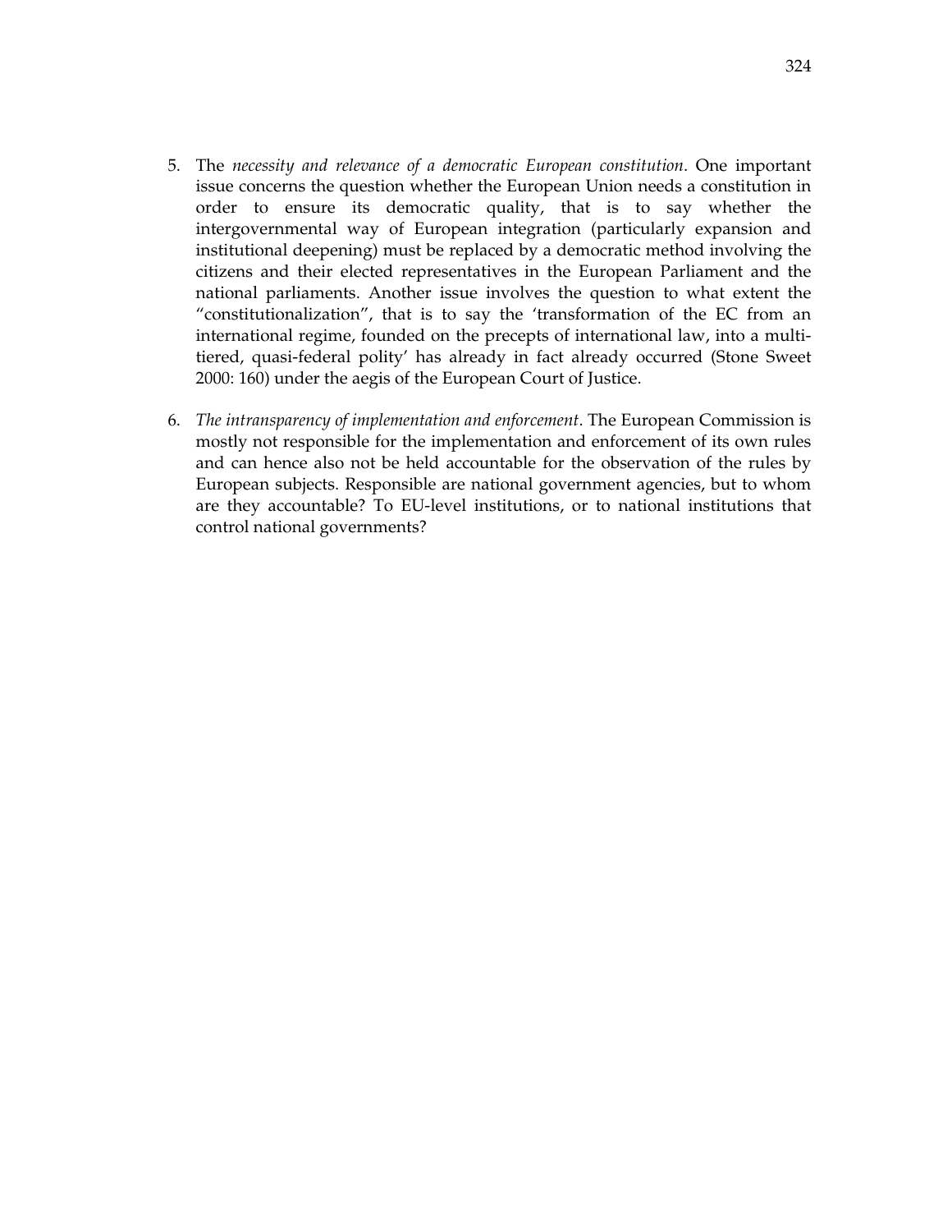5. The *necessity and relevance of a democratic European constitution*. One important issue concerns the question whether the European Union needs a constitution in order to ensure its democratic quality, that is to say whether the intergovernmental way of European integration (particularly expansion and institutional deepening) must be replaced by a democratic method involving the citizens and their elected representatives in the European Parliament and the national parliaments. Another issue involves the question to what extent the "constitutionalization", that is to say the 'transformation of the EC from an international regime, founded on the precepts of international law, into a multi-tiered, quasi-federal polity' has already in fact already occurred (Stone Sweet 2000: 160) under the aegis of the European Court of Justice.

6. *The intransparency of implementation and enforcement*. The European Commission is mostly not responsible for the implementation and enforcement of its own rules and can hence also not be held accountable for the observation of the rules by European subjects. Responsible are national government agencies, but to whom are they accountable? To EU-level institutions, or to national institutions that control national governments?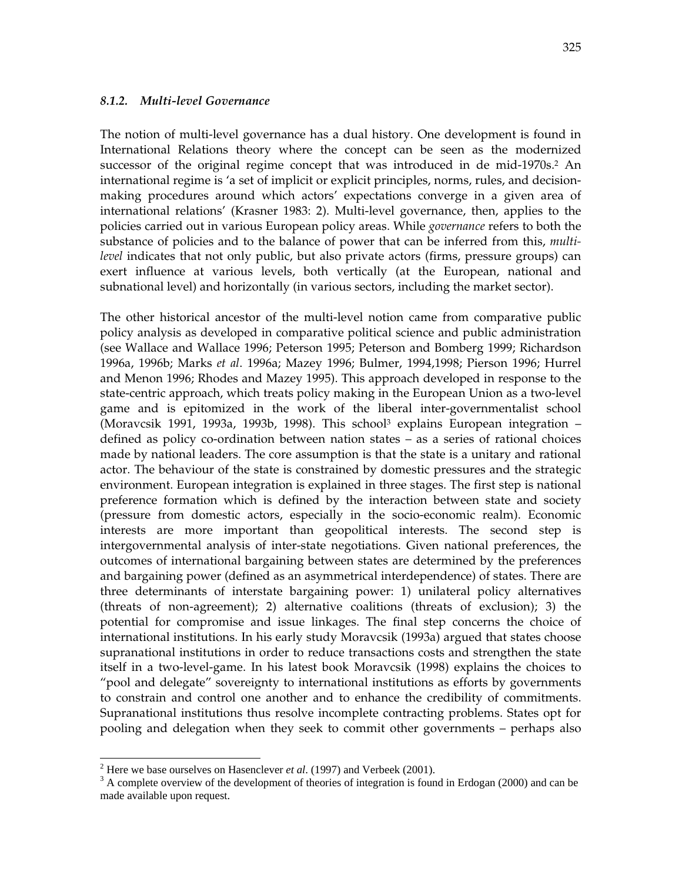### *8.1.2. Multi-level Governance*

The notion of multi-level governance has a dual history. One development is found in International Relations theory where the concept can be seen as the modernized successor of the original regime concept that was introduced in de mid-1970s.[2] An international regime is 'a set of implicit or explicit principles, norms, rules, and decision-making procedures around which actors' expectations converge in a given area of international relations' (Krasner 1983: 2). Multi-level governance, then, applies to the policies carried out in various European policy areas. While *governance* refers to both the substance of policies and to the balance of power that can be inferred from this, *multi-level* indicates that not only public, but also private actors (firms, pressure groups) can exert influence at various levels, both vertically (at the European, national and subnational level) and horizontally (in various sectors, including the market sector).

The other historical ancestor of the multi-level notion came from comparative public policy analysis as developed in comparative political science and public administration (see Wallace and Wallace 1996; Peterson 1995; Peterson and Bomberg 1999; Richardson 1996a, 1996b; Marks *et al*. 1996a; Mazey 1996; Bulmer, 1994,1998; Pierson 1996; Hurrel and Menon 1996; Rhodes and Mazey 1995). This approach developed in response to the state-centric approach, which treats policy making in the European Union as a two-level game and is epitomized in the work of the liberal inter-governmentalist school (Moravcsik 1991, 1993a, 1993b, 1998). This school[3] explains European integration – defined as policy co-ordination between nation states – as a series of rational choices made by national leaders. The core assumption is that the state is a unitary and rational actor. The behaviour of the state is constrained by domestic pressures and the strategic environment. European integration is explained in three stages. The first step is national preference formation which is defined by the interaction between state and society (pressure from domestic actors, especially in the socio-economic realm). Economic interests are more important than geopolitical interests. The second step is intergovernmental analysis of inter-state negotiations. Given national preferences, the outcomes of international bargaining between states are determined by the preferences and bargaining power (defined as an asymmetrical interdependence) of states. There are three determinants of interstate bargaining power: 1) unilateral policy alternatives (threats of non-agreement); 2) alternative coalitions (threats of exclusion); 3) the potential for compromise and issue linkages. The final step concerns the choice of international institutions. In his early study Moravcsik (1993a) argued that states choose supranational institutions in order to reduce transactions costs and strengthen the state itself in a two-level-game. In his latest book Moravcsik (1998) explains the choices to "pool and delegate" sovereignty to international institutions as efforts by governments to constrain and control one another and to enhance the credibility of commitments. Supranational institutions thus resolve incomplete contracting problems. States opt for pooling and delegation when they seek to commit other governments – perhaps also

---

[2] Here we base ourselves on Hasenclever *et al*. (1997) and Verbeek (2001).

[3] A complete overview of the development of theories of integration is found in Erdogan (2000) and can be made available upon request.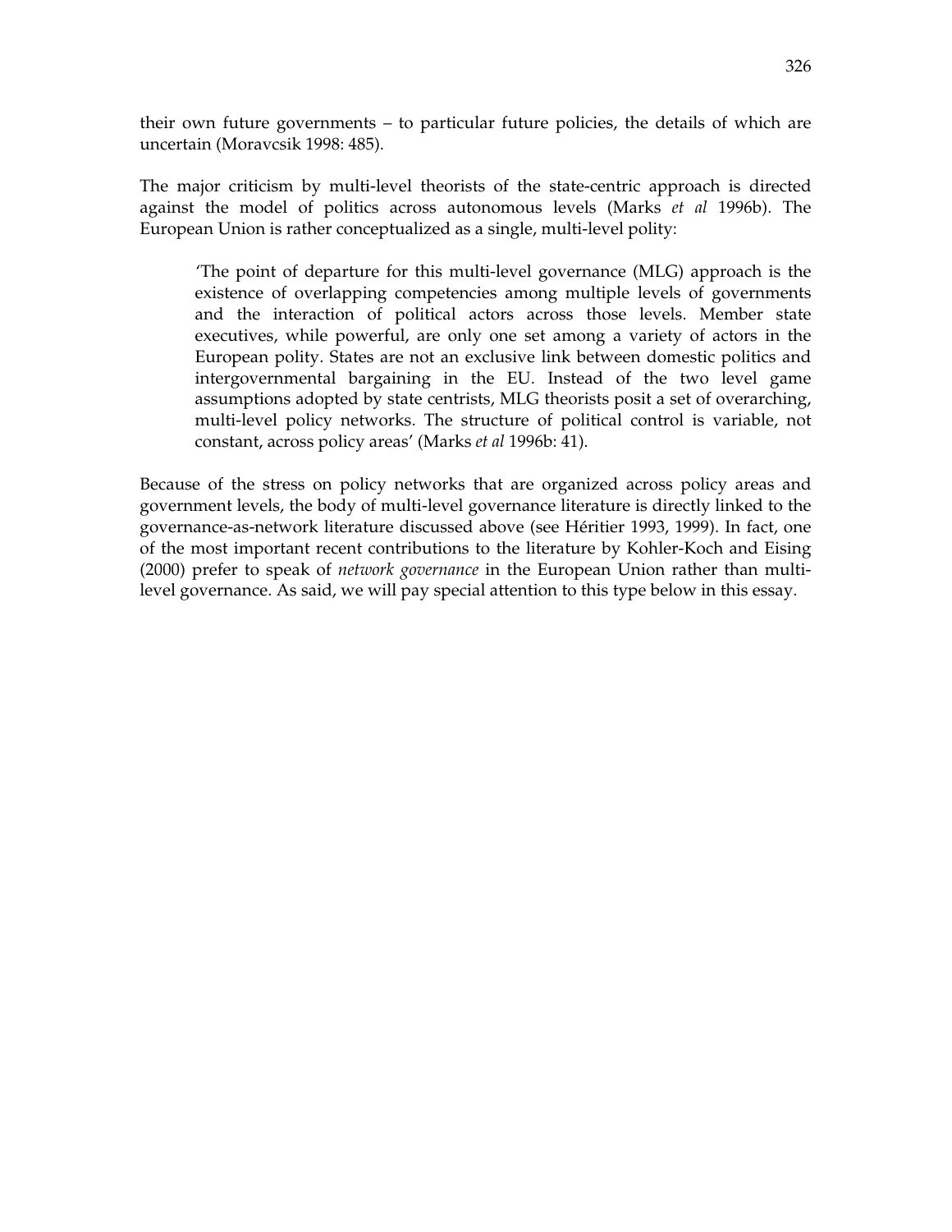their own future governments – to particular future policies, the details of which are uncertain (Moravcsik 1998: 485).

The major criticism by multi-level theorists of the state-centric approach is directed against the model of politics across autonomous levels (Marks *et al* 1996b). The European Union is rather conceptualized as a single, multi-level polity:

> 'The point of departure for this multi-level governance (MLG) approach is the existence of overlapping competencies among multiple levels of governments and the interaction of political actors across those levels. Member state executives, while powerful, are only one set among a variety of actors in the European polity. States are not an exclusive link between domestic politics and intergovernmental bargaining in the EU. Instead of the two level game assumptions adopted by state centrists, MLG theorists posit a set of overarching, multi-level policy networks. The structure of political control is variable, not constant, across policy areas' (Marks *et al* 1996b: 41).

Because of the stress on policy networks that are organized across policy areas and government levels, the body of multi-level governance literature is directly linked to the governance-as-network literature discussed above (see Héritier 1993, 1999). In fact, one of the most important recent contributions to the literature by Kohler-Koch and Eising (2000) prefer to speak of *network governance* in the European Union rather than multi-level governance. As said, we will pay special attention to this type below in this essay.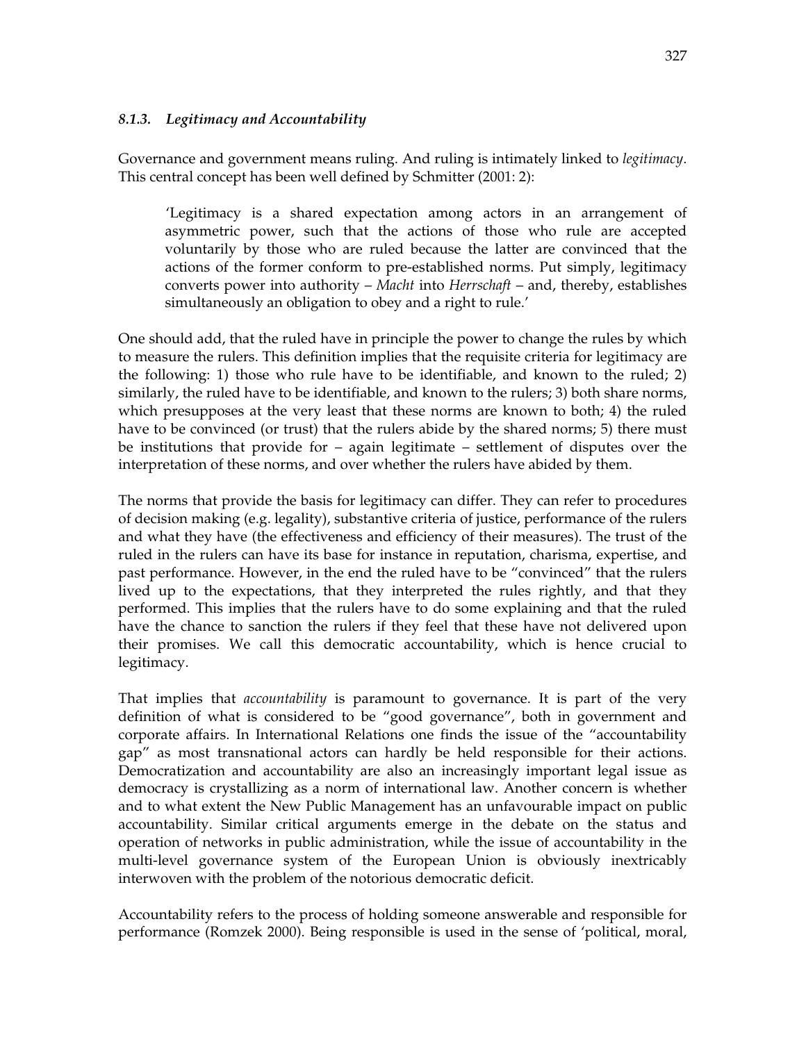### *8.1.3. Legitimacy and Accountability*

Governance and government means ruling. And ruling is intimately linked to *legitimacy*. This central concept has been well defined by Schmitter (2001: 2):

> 'Legitimacy is a shared expectation among actors in an arrangement of asymmetric power, such that the actions of those who rule are accepted voluntarily by those who are ruled because the latter are convinced that the actions of the former conform to pre-established norms. Put simply, legitimacy converts power into authority – *Macht* into *Herrschaft* – and, thereby, establishes simultaneously an obligation to obey and a right to rule.'

One should add, that the ruled have in principle the power to change the rules by which to measure the rulers. This definition implies that the requisite criteria for legitimacy are the following: 1) those who rule have to be identifiable, and known to the ruled; 2) similarly, the ruled have to be identifiable, and known to the rulers; 3) both share norms, which presupposes at the very least that these norms are known to both; 4) the ruled have to be convinced (or trust) that the rulers abide by the shared norms; 5) there must be institutions that provide for – again legitimate – settlement of disputes over the interpretation of these norms, and over whether the rulers have abided by them.

The norms that provide the basis for legitimacy can differ. They can refer to procedures of decision making (e.g. legality), substantive criteria of justice, performance of the rulers and what they have (the effectiveness and efficiency of their measures). The trust of the ruled in the rulers can have its base for instance in reputation, charisma, expertise, and past performance. However, in the end the ruled have to be "convinced" that the rulers lived up to the expectations, that they interpreted the rules rightly, and that they performed. This implies that the rulers have to do some explaining and that the ruled have the chance to sanction the rulers if they feel that these have not delivered upon their promises. We call this democratic accountability, which is hence crucial to legitimacy.

That implies that *accountability* is paramount to governance. It is part of the very definition of what is considered to be "good governance", both in government and corporate affairs. In International Relations one finds the issue of the "accountability gap" as most transnational actors can hardly be held responsible for their actions. Democratization and accountability are also an increasingly important legal issue as democracy is crystallizing as a norm of international law. Another concern is whether and to what extent the New Public Management has an unfavourable impact on public accountability. Similar critical arguments emerge in the debate on the status and operation of networks in public administration, while the issue of accountability in the multi-level governance system of the European Union is obviously inextricably interwoven with the problem of the notorious democratic deficit.

Accountability refers to the process of holding someone answerable and responsible for performance (Romzek 2000). Being responsible is used in the sense of 'political, moral,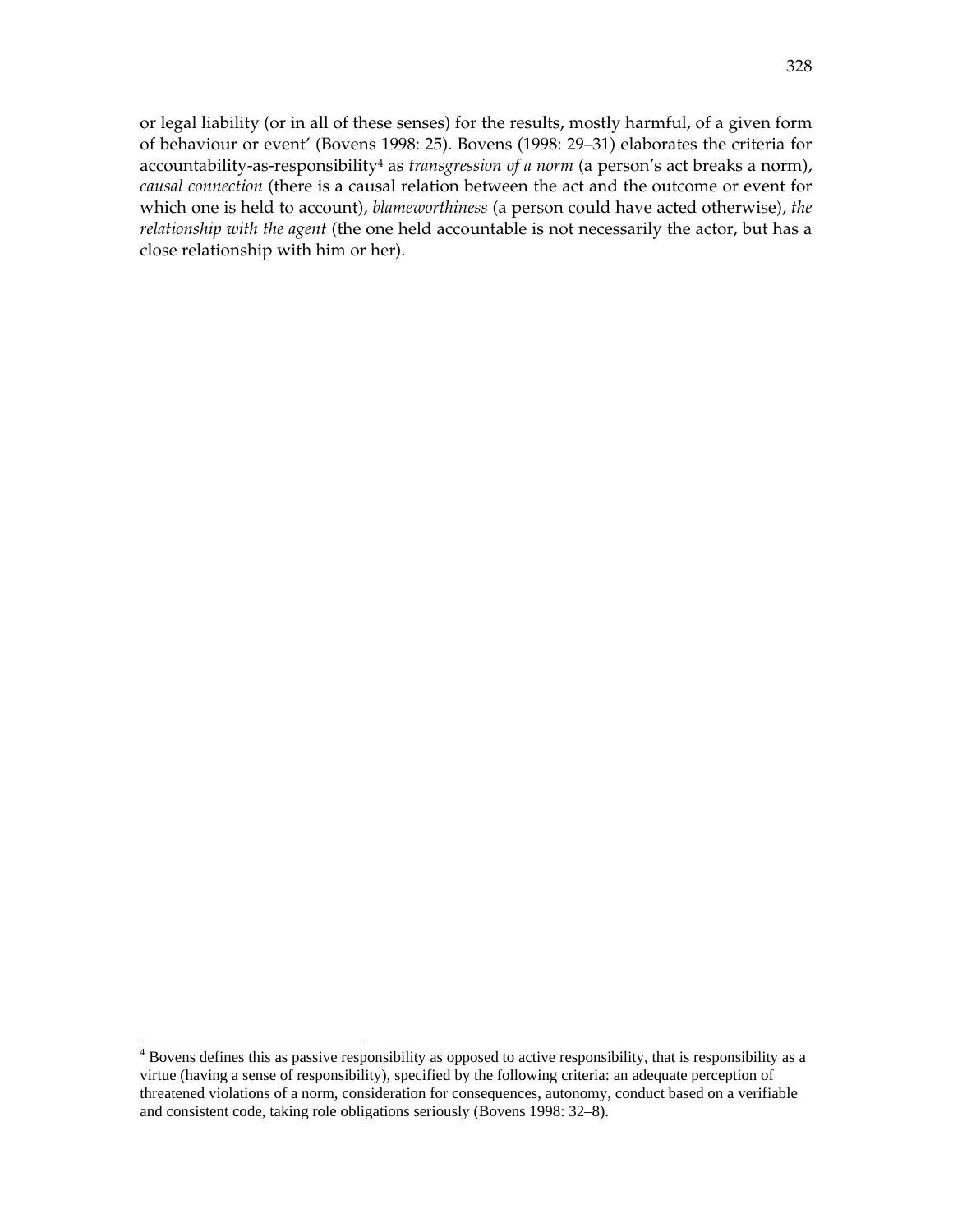or legal liability (or in all of these senses) for the results, mostly harmful, of a given form of behaviour or event' (Bovens 1998: 25). Bovens (1998: 29–31) elaborates the criteria for accountability-as-responsibility[4] as *transgression of a norm* (a person's act breaks a norm), *causal connection* (there is a causal relation between the act and the outcome or event for which one is held to account), *blameworthiness* (a person could have acted otherwise), *the relationship with the agent* (the one held accountable is not necessarily the actor, but has a close relationship with him or her).

[4] Bovens defines this as passive responsibility as opposed to active responsibility, that is responsibility as a virtue (having a sense of responsibility), specified by the following criteria: an adequate perception of threatened violations of a norm, consideration for consequences, autonomy, conduct based on a verifiable and consistent code, taking role obligations seriously (Bovens 1998: 32–8).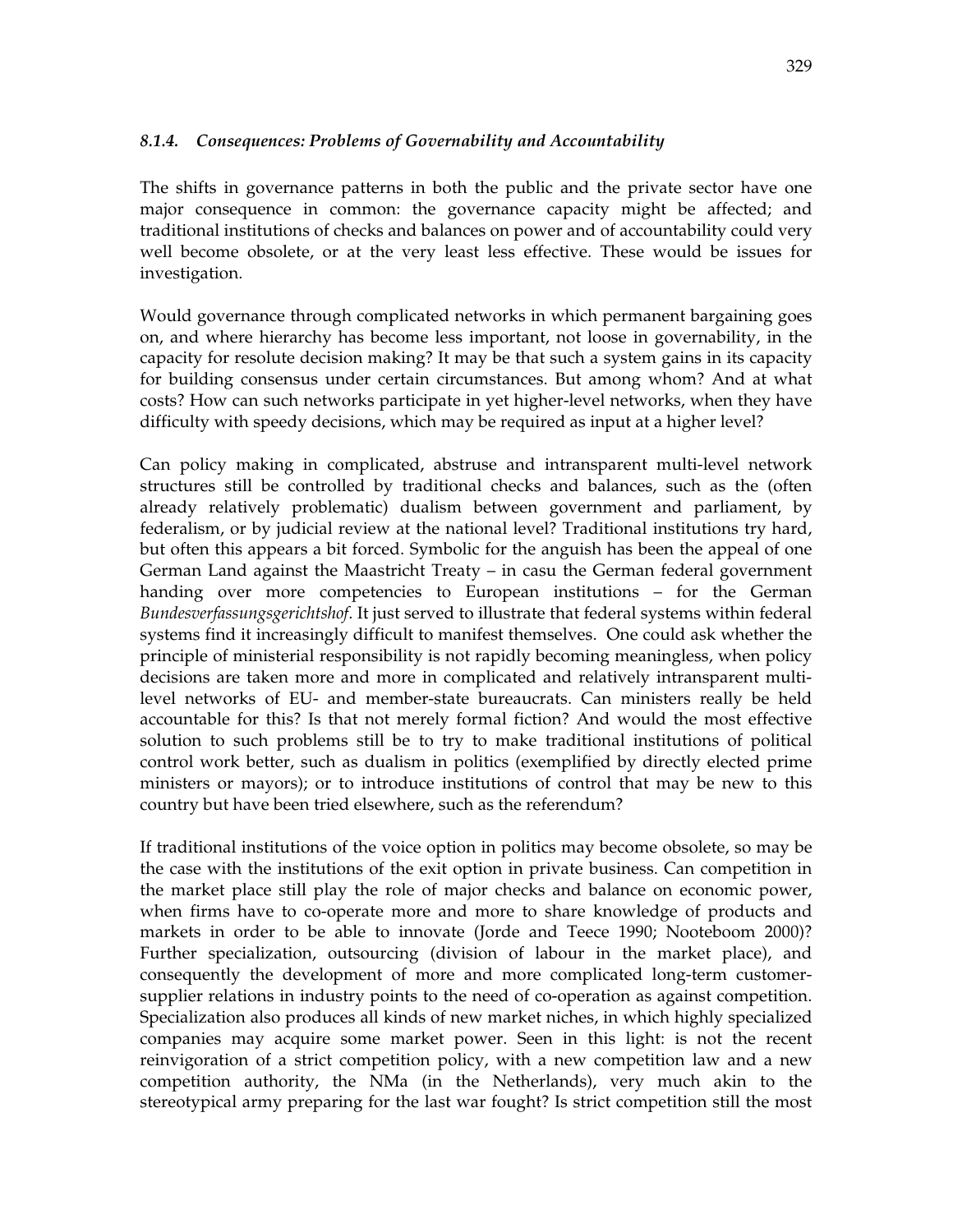### *8.1.4. Consequences: Problems of Governability and Accountability*

The shifts in governance patterns in both the public and the private sector have one major consequence in common: the governance capacity might be affected; and traditional institutions of checks and balances on power and of accountability could very well become obsolete, or at the very least less effective. These would be issues for investigation.

Would governance through complicated networks in which permanent bargaining goes on, and where hierarchy has become less important, not loose in governability, in the capacity for resolute decision making? It may be that such a system gains in its capacity for building consensus under certain circumstances. But among whom? And at what costs? How can such networks participate in yet higher-level networks, when they have difficulty with speedy decisions, which may be required as input at a higher level?

Can policy making in complicated, abstruse and intransparent multi-level network structures still be controlled by traditional checks and balances, such as the (often already relatively problematic) dualism between government and parliament, by federalism, or by judicial review at the national level? Traditional institutions try hard, but often this appears a bit forced. Symbolic for the anguish has been the appeal of one German Land against the Maastricht Treaty – in casu the German federal government handing over more competencies to European institutions – for the German *Bundesverfassungsgerichtshof*. It just served to illustrate that federal systems within federal systems find it increasingly difficult to manifest themselves. One could ask whether the principle of ministerial responsibility is not rapidly becoming meaningless, when policy decisions are taken more and more in complicated and relatively intransparent multi-level networks of EU- and member-state bureaucrats. Can ministers really be held accountable for this? Is that not merely formal fiction? And would the most effective solution to such problems still be to try to make traditional institutions of political control work better, such as dualism in politics (exemplified by directly elected prime ministers or mayors); or to introduce institutions of control that may be new to this country but have been tried elsewhere, such as the referendum?

If traditional institutions of the voice option in politics may become obsolete, so may be the case with the institutions of the exit option in private business. Can competition in the market place still play the role of major checks and balance on economic power, when firms have to co-operate more and more to share knowledge of products and markets in order to be able to innovate (Jorde and Teece 1990; Nooteboom 2000)? Further specialization, outsourcing (division of labour in the market place), and consequently the development of more and more complicated long-term customer-supplier relations in industry points to the need of co-operation as against competition. Specialization also produces all kinds of new market niches, in which highly specialized companies may acquire some market power. Seen in this light: is not the recent reinvigoration of a strict competition policy, with a new competition law and a new competition authority, the NMa (in the Netherlands), very much akin to the stereotypical army preparing for the last war fought? Is strict competition still the most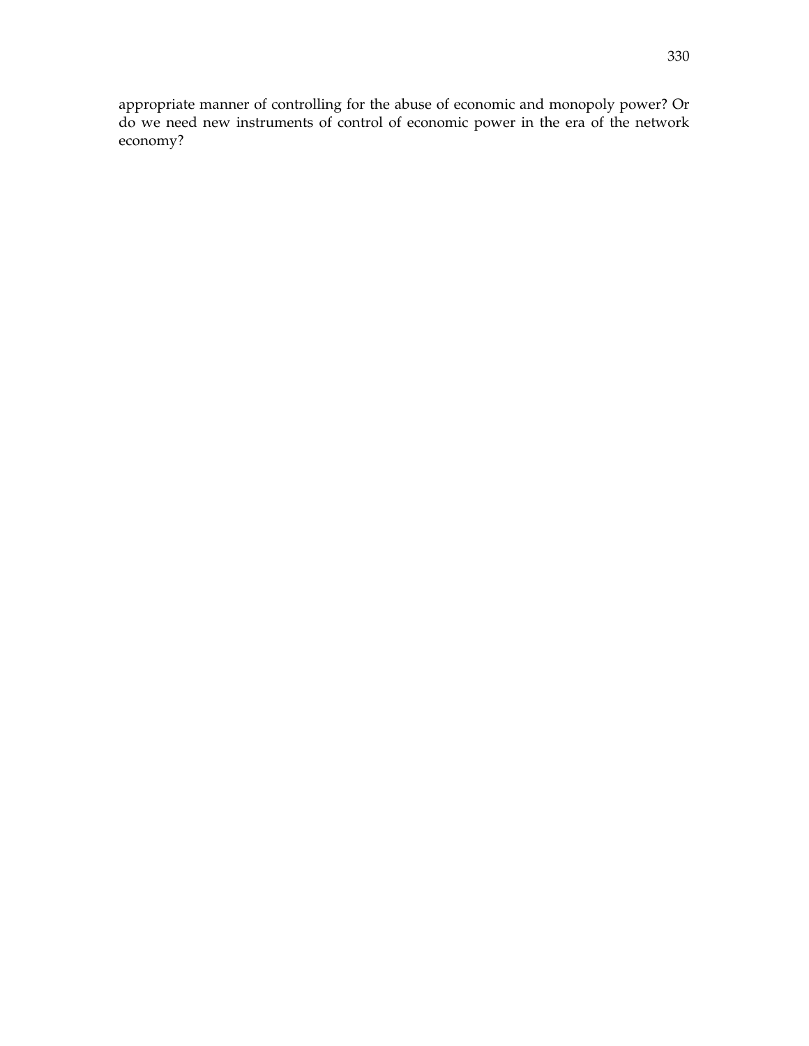appropriate manner of controlling for the abuse of economic and monopoly power? Or do we need new instruments of control of economic power in the era of the network economy?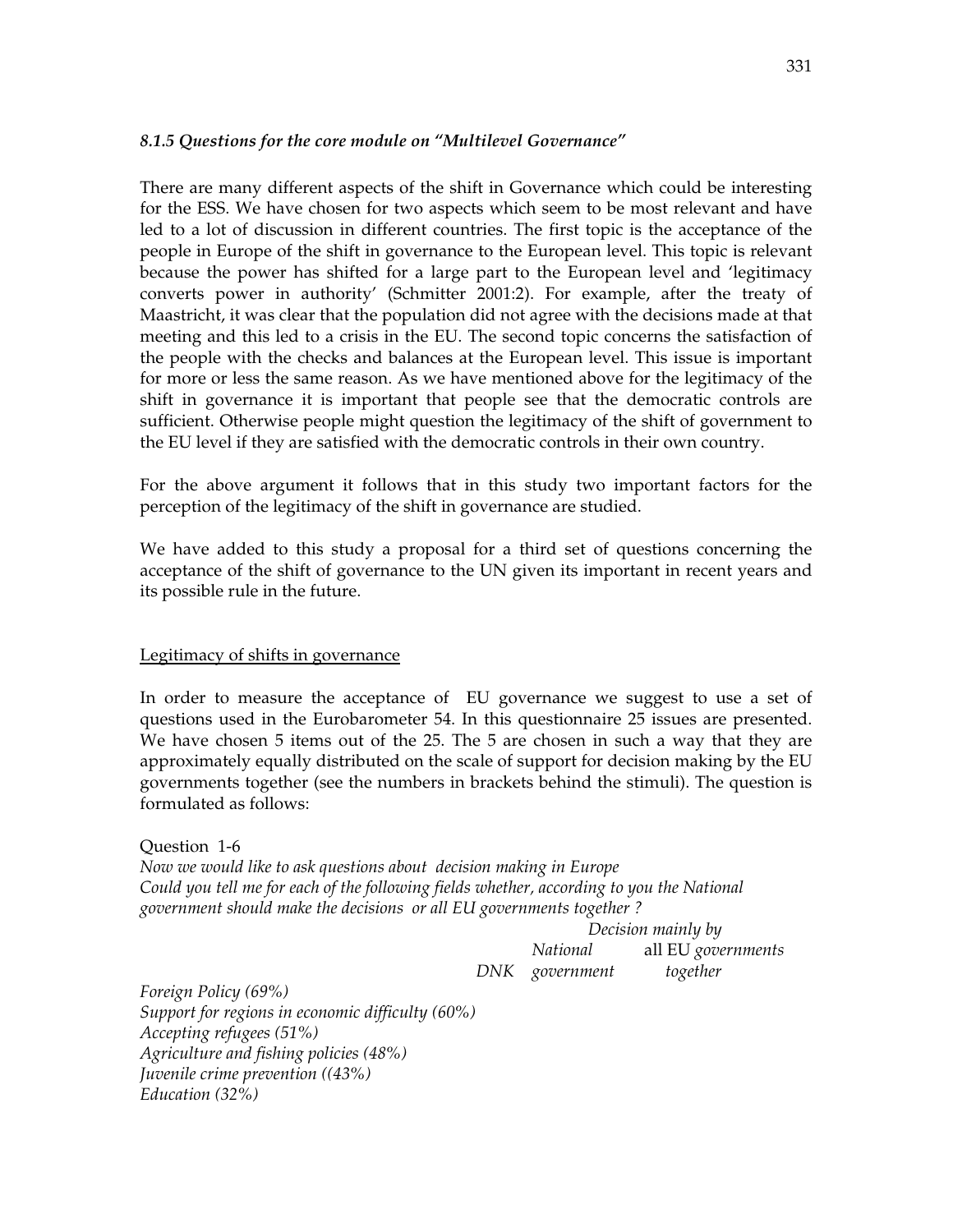### *8.1.5 Questions for the core module on "Multilevel Governance"*

There are many different aspects of the shift in Governance which could be interesting for the ESS. We have chosen for two aspects which seem to be most relevant and have led to a lot of discussion in different countries. The first topic is the acceptance of the people in Europe of the shift in governance to the European level. This topic is relevant because the power has shifted for a large part to the European level and 'legitimacy converts power in authority' (Schmitter 2001:2). For example, after the treaty of Maastricht, it was clear that the population did not agree with the decisions made at that meeting and this led to a crisis in the EU. The second topic concerns the satisfaction of the people with the checks and balances at the European level. This issue is important for more or less the same reason. As we have mentioned above for the legitimacy of the shift in governance it is important that people see that the democratic controls are sufficient. Otherwise people might question the legitimacy of the shift of government to the EU level if they are satisfied with the democratic controls in their own country.

For the above argument it follows that in this study two important factors for the perception of the legitimacy of the shift in governance are studied.

We have added to this study a proposal for a third set of questions concerning the acceptance of the shift of governance to the UN given its important in recent years and its possible rule in the future.

Legitimacy of shifts in governance

In order to measure the acceptance of EU governance we suggest to use a set of questions used in the Eurobarometer 54. In this questionnaire 25 issues are presented. We have chosen 5 items out of the 25. The 5 are chosen in such a way that they are approximately equally distributed on the scale of support for decision making by the EU governments together (see the numbers in brackets behind the stimuli). The question is formulated as follows:

Question 1-6

*Now we would like to ask questions about decision making in Europe*
*Could you tell me for each of the following fields whether, according to you the National government should make the decisions or all EU governments together ?*

| | | Decision mainly by | |
|---|---|---|---|
| | *DNK* | *National government* | all EU *governments together* |
| *Foreign Policy (69%)* | | | |
| *Support for regions in economic difficulty (60%)* | | | |
| *Accepting refugees (51%)* | | | |
| *Agriculture and fishing policies (48%)* | | | |
| *Juvenile crime prevention ((43%)* | | | |
| *Education (32%)* | | | |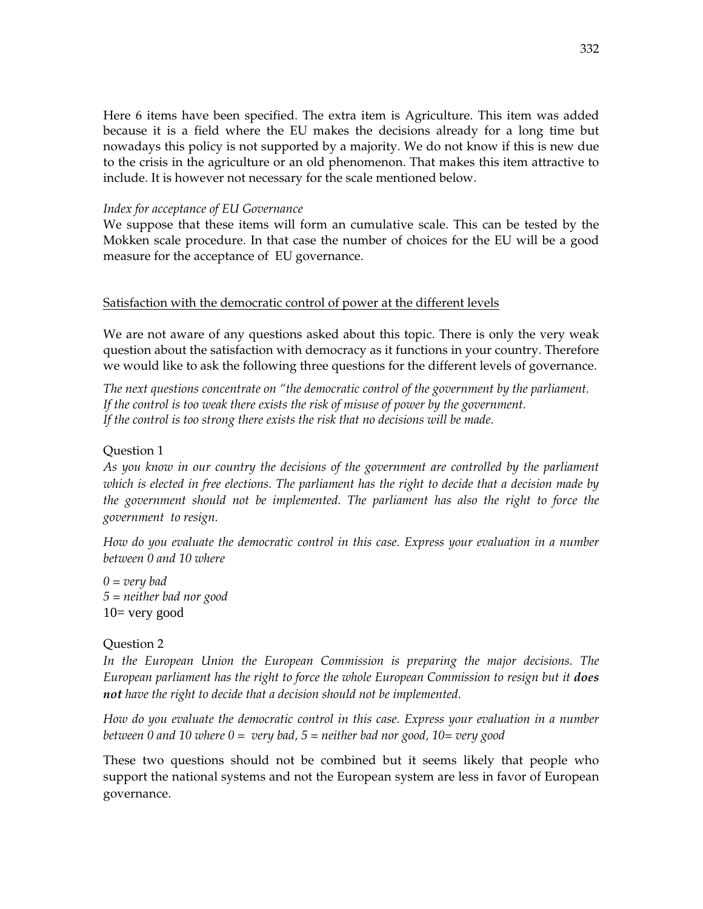Here 6 items have been specified. The extra item is Agriculture. This item was added because it is a field where the EU makes the decisions already for a long time but nowadays this policy is not supported by a majority. We do not know if this is new due to the crisis in the agriculture or an old phenomenon. That makes this item attractive to include. It is however not necessary for the scale mentioned below.

*Index for acceptance of EU Governance*

We suppose that these items will form an cumulative scale. This can be tested by the Mokken scale procedure. In that case the number of choices for the EU will be a good measure for the acceptance of EU governance.

<u>Satisfaction with the democratic control of power at the different levels</u>

We are not aware of any questions asked about this topic. There is only the very weak question about the satisfaction with democracy as it functions in your country. Therefore we would like to ask the following three questions for the different levels of governance.

*The next questions concentrate on "the democratic control of the government by the parliament. If the control is too weak there exists the risk of misuse of power by the government. If the control is too strong there exists the risk that no decisions will be made.*

Question 1

*As you know in our country the decisions of the government are controlled by the parliament which is elected in free elections. The parliament has the right to decide that a decision made by the government should not be implemented. The parliament has also the right to force the government to resign.*

*How do you evaluate the democratic control in this case. Express your evaluation in a number between 0 and 10 where*

*0 = very bad*
*5 = neither bad nor good*
10= very good

Question 2

*In the European Union the European Commission is preparing the major decisions. The European parliament has the right to force the whole European Commission to resign but it* ***does not*** *have the right to decide that a decision should not be implemented.*

*How do you evaluate the democratic control in this case. Express your evaluation in a number between 0 and 10 where 0 = very bad, 5 = neither bad nor good, 10= very good*

These two questions should not be combined but it seems likely that people who support the national systems and not the European system are less in favor of European governance.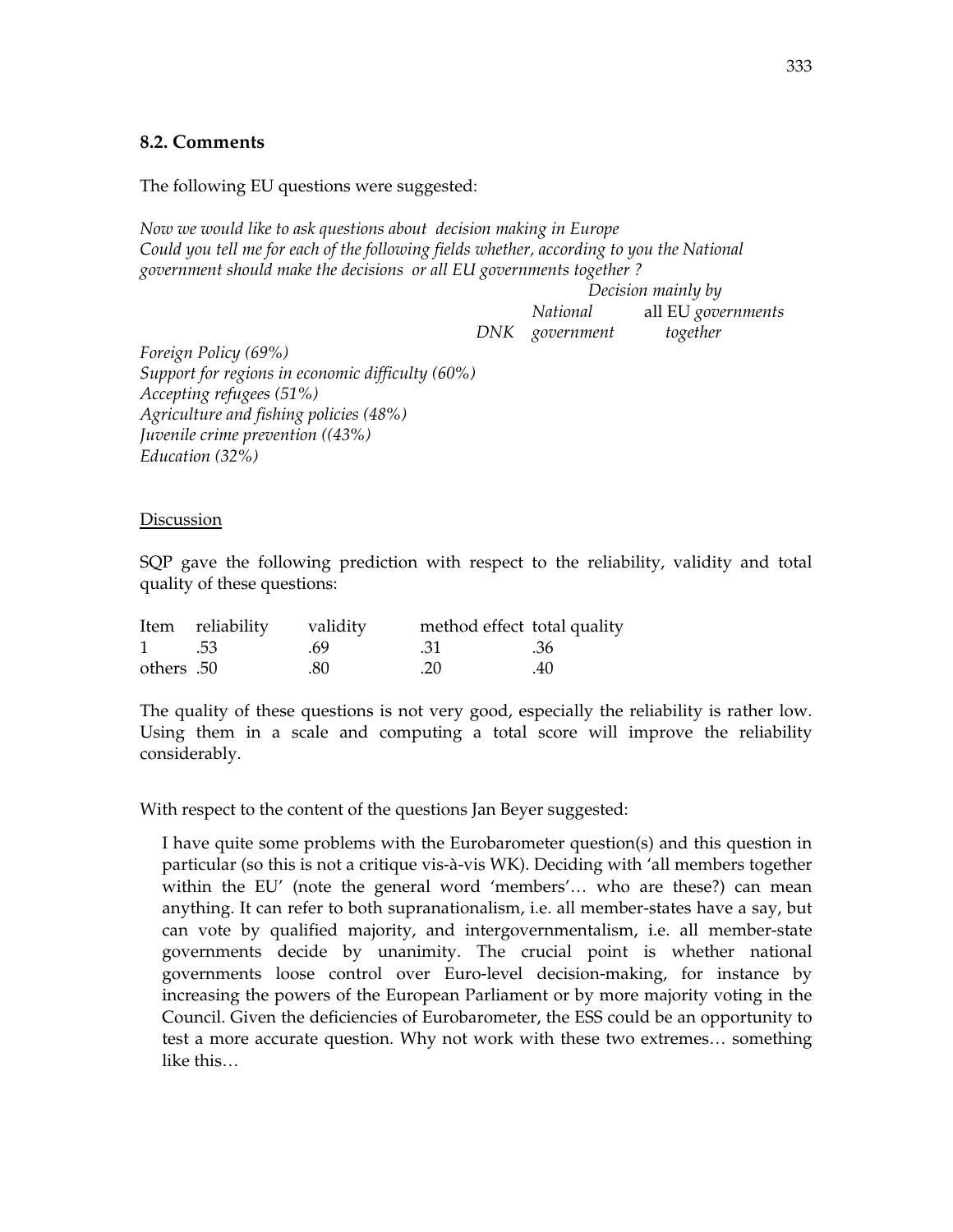## 8.2. Comments

The following EU questions were suggested:

*Now we would like to ask questions about decision making in Europe*
*Could you tell me for each of the following fields whether, according to you the National government should make the decisions or all EU governments together ?*

| | *DNK* | *Decision mainly by* *National government* | all EU *governments together* |
|---|---|---|---|
| *Foreign Policy (69%)* | | | |
| *Support for regions in economic difficulty (60%)* | | | |
| *Accepting refugees (51%)* | | | |
| *Agriculture and fishing policies (48%)* | | | |
| *Juvenile crime prevention ((43%)* | | | |
| *Education (32%)* | | | |

<u>Discussion</u>

SQP gave the following prediction with respect to the reliability, validity and total quality of these questions:

| Item | reliability | validity | method effect | total quality |
|---|---|---|---|---|
| 1 | .53 | .69 | .31 | .36 |
| others | .50 | .80 | .20 | .40 |

The quality of these questions is not very good, especially the reliability is rather low. Using them in a scale and computing a total score will improve the reliability considerably.

With respect to the content of the questions Jan Beyer suggested:

> I have quite some problems with the Eurobarometer question(s) and this question in particular (so this is not a critique vis-à-vis WK). Deciding with 'all members together within the EU' (note the general word 'members'… who are these?) can mean anything. It can refer to both supranationalism, i.e. all member-states have a say, but can vote by qualified majority, and intergovernmentalism, i.e. all member-state governments decide by unanimity. The crucial point is whether national governments loose control over Euro-level decision-making, for instance by increasing the powers of the European Parliament or by more majority voting in the Council. Given the deficiencies of Eurobarometer, the ESS could be an opportunity to test a more accurate question. Why not work with these two extremes… something like this…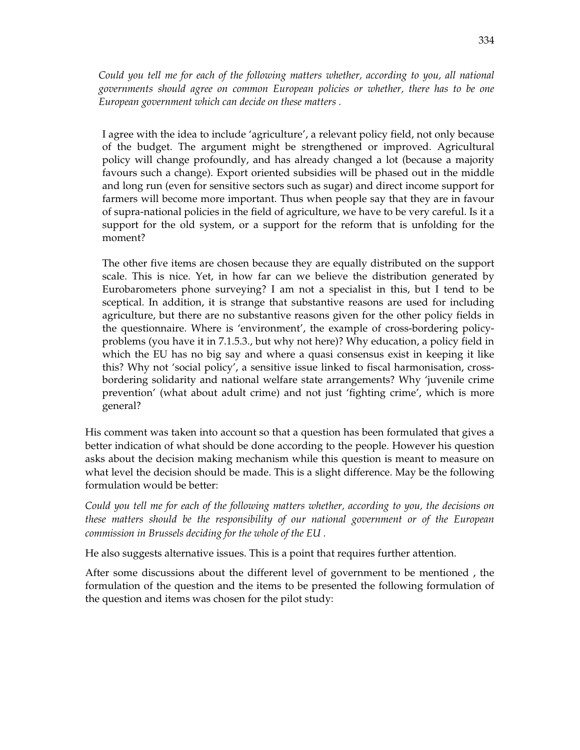*Could you tell me for each of the following matters whether, according to you, all national governments should agree on common European policies or whether, there has to be one European government which can decide on these matters .*

> I agree with the idea to include 'agriculture', a relevant policy field, not only because of the budget. The argument might be strengthened or improved. Agricultural policy will change profoundly, and has already changed a lot (because a majority favours such a change). Export oriented subsidies will be phased out in the middle and long run (even for sensitive sectors such as sugar) and direct income support for farmers will become more important. Thus when people say that they are in favour of supra-national policies in the field of agriculture, we have to be very careful. Is it a support for the old system, or a support for the reform that is unfolding for the moment?
>
> The other five items are chosen because they are equally distributed on the support scale. This is nice. Yet, in how far can we believe the distribution generated by Eurobarometers phone surveying? I am not a specialist in this, but I tend to be sceptical. In addition, it is strange that substantive reasons are used for including agriculture, but there are no substantive reasons given for the other policy fields in the questionnaire. Where is 'environment', the example of cross-bordering policy-problems (you have it in 7.1.5.3., but why not here)? Why education, a policy field in which the EU has no big say and where a quasi consensus exist in keeping it like this? Why not 'social policy', a sensitive issue linked to fiscal harmonisation, cross-bordering solidarity and national welfare state arrangements? Why 'juvenile crime prevention' (what about adult crime) and not just 'fighting crime', which is more general?

His comment was taken into account so that a question has been formulated that gives a better indication of what should be done according to the people. However his question asks about the decision making mechanism while this question is meant to measure on what level the decision should be made. This is a slight difference. May be the following formulation would be better:

*Could you tell me for each of the following matters whether, according to you, the decisions on these matters should be the responsibility of our national government or of the European commission in Brussels deciding for the whole of the EU .*

He also suggests alternative issues. This is a point that requires further attention.

After some discussions about the different level of government to be mentioned , the formulation of the question and the items to be presented the following formulation of the question and items was chosen for the pilot study: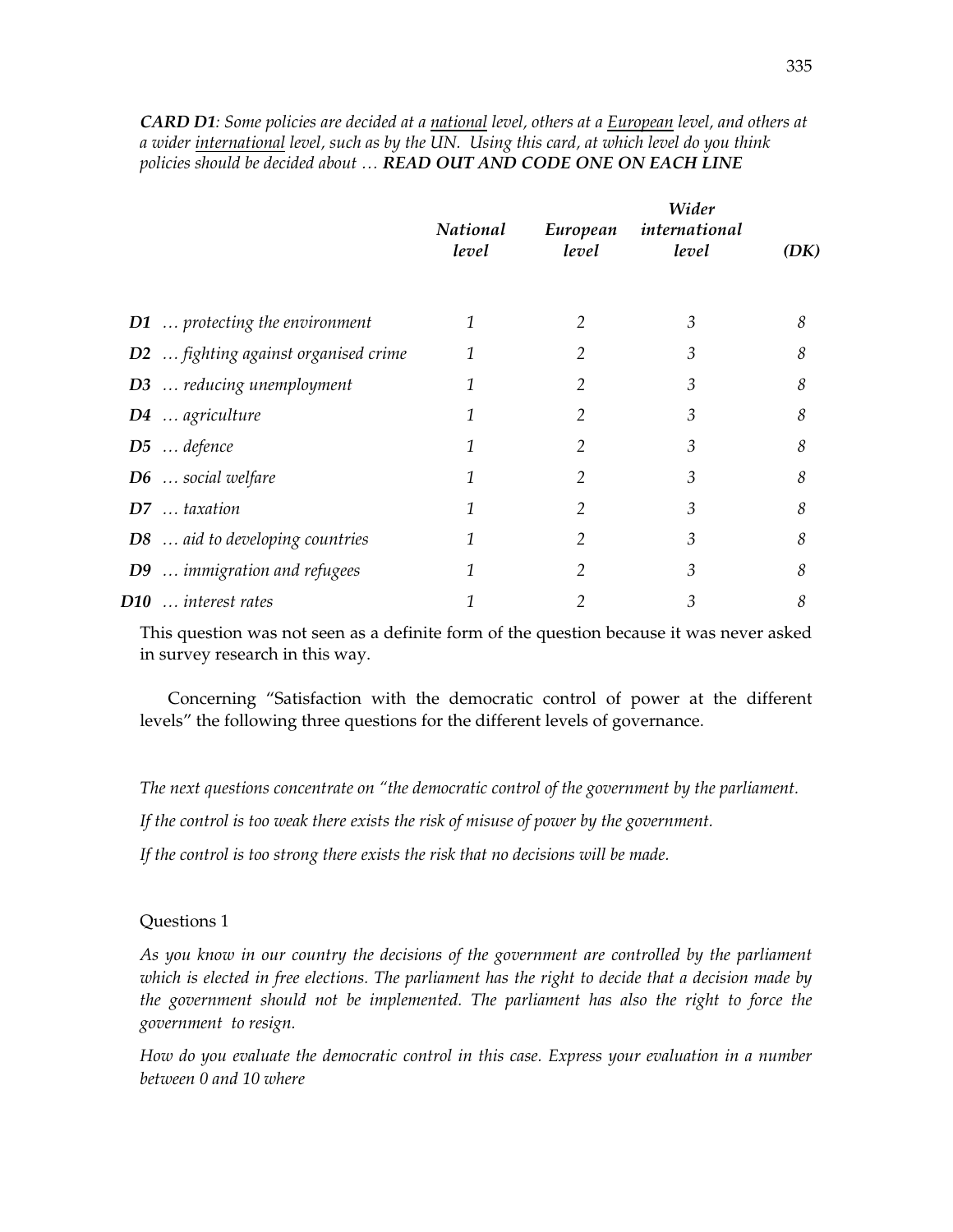***CARD D1**: Some policies are decided at a <u>national</u> level, others at a <u>European</u> level, and others at a wider <u>international</u> level, such as by the UN. Using this card, at which level do you think policies should be decided about … **READ OUT AND CODE ONE ON EACH LINE***

| | *National level* | *European level* | *Wider international level* | *(DK)* |
|---|---|---|---|---|
| ***D1*** *… protecting the environment* | *1* | *2* | *3* | *8* |
| ***D2*** *… fighting against organised crime* | *1* | *2* | *3* | *8* |
| ***D3*** *… reducing unemployment* | *1* | *2* | *3* | *8* |
| ***D4*** *… agriculture* | *1* | *2* | *3* | *8* |
| ***D5*** *… defence* | *1* | *2* | *3* | *8* |
| ***D6*** *… social welfare* | *1* | *2* | *3* | *8* |
| ***D7*** *… taxation* | *1* | *2* | *3* | *8* |
| ***D8*** *… aid to developing countries* | *1* | *2* | *3* | *8* |
| ***D9*** *… immigration and refugees* | *1* | *2* | *3* | *8* |
| ***D10*** *… interest rates* | *1* | *2* | *3* | *8* |

This question was not seen as a definite form of the question because it was never asked in survey research in this way.

Concerning "Satisfaction with the democratic control of power at the different levels" the following three questions for the different levels of governance.

*The next questions concentrate on "the democratic control of the government by the parliament.*

*If the control is too weak there exists the risk of misuse of power by the government.*

*If the control is too strong there exists the risk that no decisions will be made.*

Questions 1

*As you know in our country the decisions of the government are controlled by the parliament which is elected in free elections. The parliament has the right to decide that a decision made by the government should not be implemented. The parliament has also the right to force the government to resign.*

*How do you evaluate the democratic control in this case. Express your evaluation in a number between 0 and 10 where*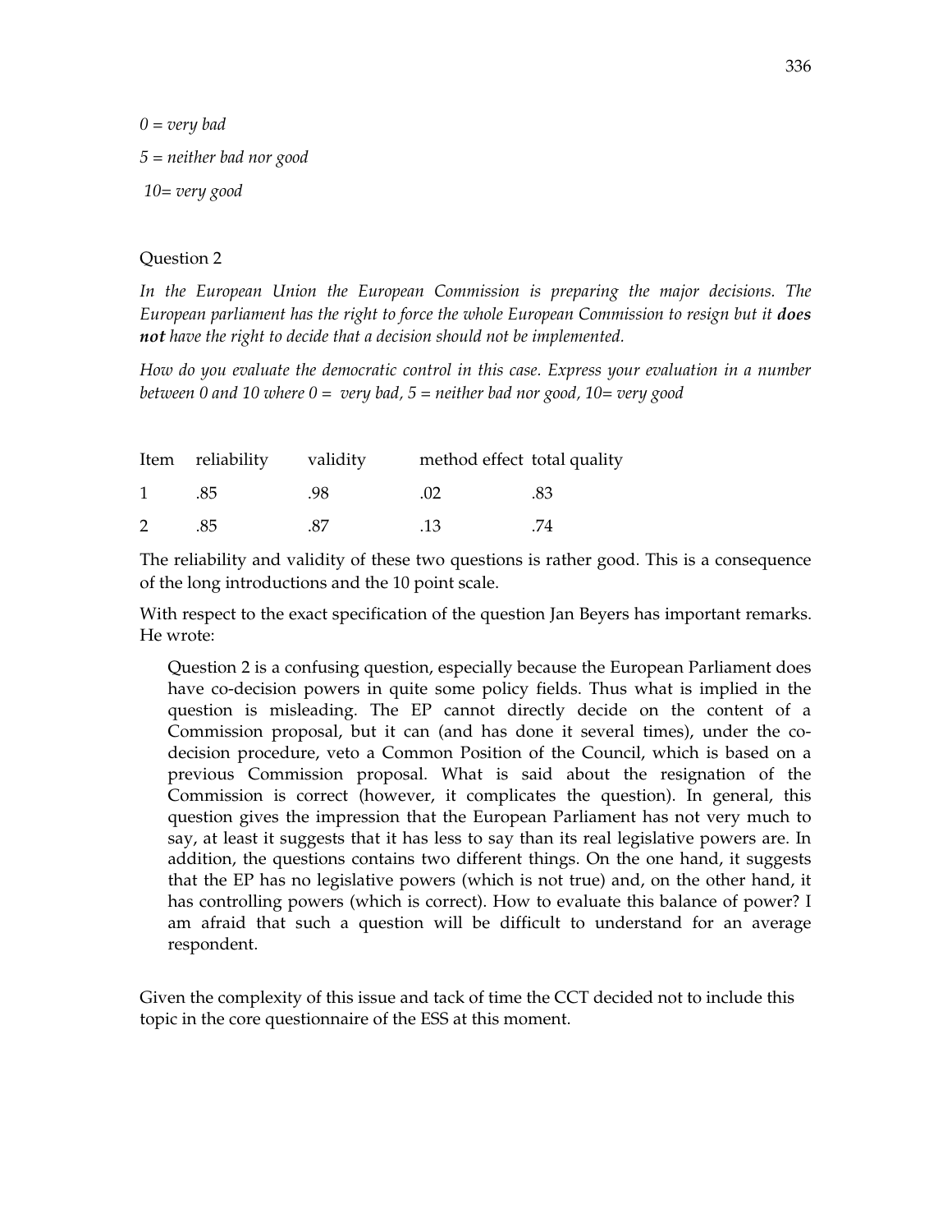*0 = very bad*

*5 = neither bad nor good*

*10= very good*

Question 2

*In the European Union the European Commission is preparing the major decisions. The European parliament has the right to force the whole European Commission to resign but it **does not** have the right to decide that a decision should not be implemented.*

*How do you evaluate the democratic control in this case. Express your evaluation in a number between 0 and 10 where 0 = very bad, 5 = neither bad nor good, 10= very good*

| Item | reliability | validity | method effect | total quality |
|---|---|---|---|---|
| 1 | .85 | .98 | .02 | .83 |
| 2 | .85 | .87 | .13 | .74 |

The reliability and validity of these two questions is rather good. This is a consequence of the long introductions and the 10 point scale.

With respect to the exact specification of the question Jan Beyers has important remarks. He wrote:

> Question 2 is a confusing question, especially because the European Parliament does have co-decision powers in quite some policy fields. Thus what is implied in the question is misleading. The EP cannot directly decide on the content of a Commission proposal, but it can (and has done it several times), under the co-decision procedure, veto a Common Position of the Council, which is based on a previous Commission proposal. What is said about the resignation of the Commission is correct (however, it complicates the question). In general, this question gives the impression that the European Parliament has not very much to say, at least it suggests that it has less to say than its real legislative powers are. In addition, the questions contains two different things. On the one hand, it suggests that the EP has no legislative powers (which is not true) and, on the other hand, it has controlling powers (which is correct). How to evaluate this balance of power? I am afraid that such a question will be difficult to understand for an average respondent.

Given the complexity of this issue and tack of time the CCT decided not to include this topic in the core questionnaire of the ESS at this moment.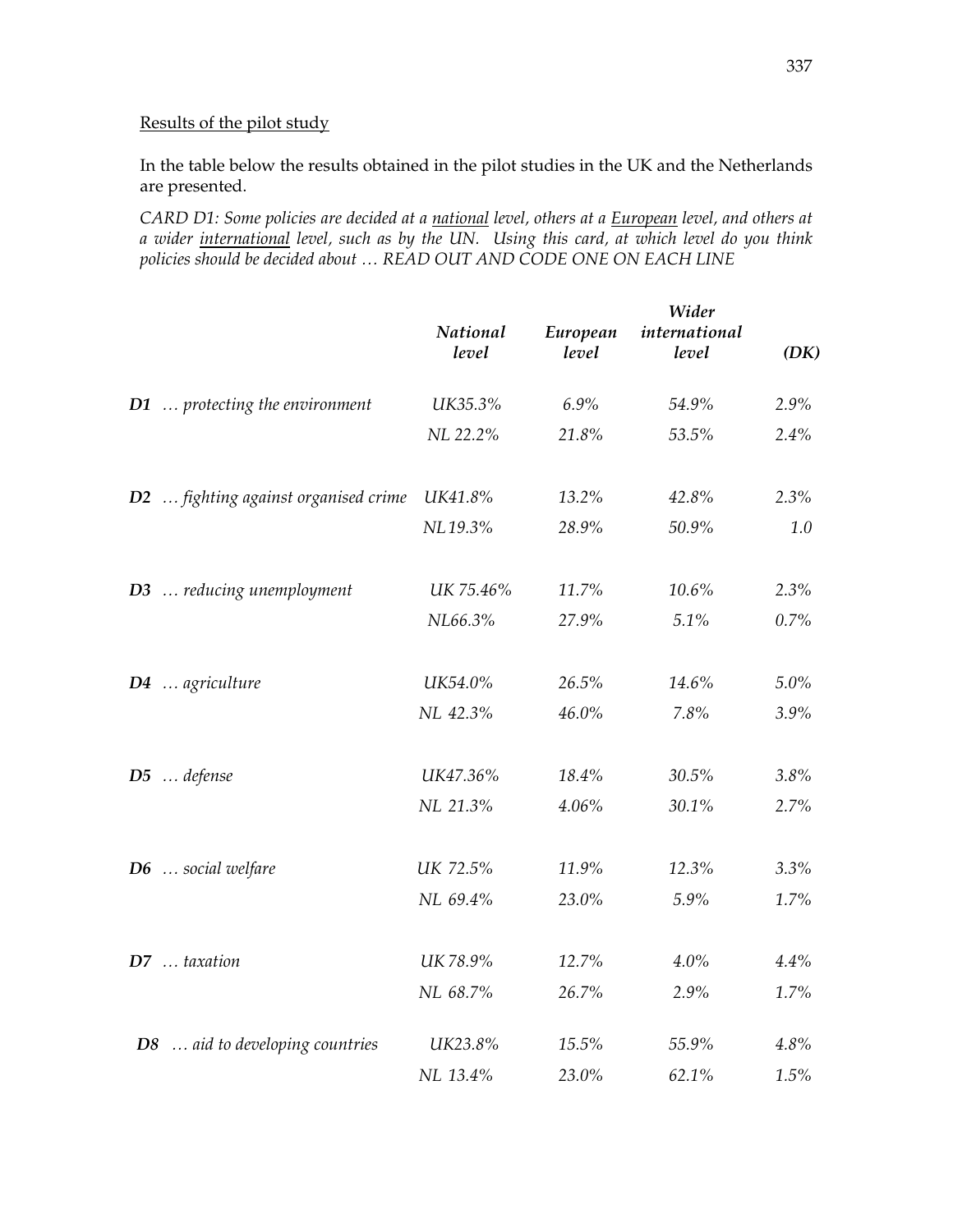Results of the pilot study

In the table below the results obtained in the pilot studies in the UK and the Netherlands are presented.

*CARD D1: Some policies are decided at a national level, others at a European level, and others at a wider international level, such as by the UN. Using this card, at which level do you think policies should be decided about … READ OUT AND CODE ONE ON EACH LINE*

| | *National level* | *European level* | *Wider international level* | *(DK)* |
|---|---|---|---|---|
| ***D1*** *… protecting the environment* | *UK35.3%* | *6.9%* | *54.9%* | *2.9%* |
| | *NL 22.2%* | *21.8%* | *53.5%* | *2.4%* |
| ***D2*** *… fighting against organised crime* | *UK41.8%* | *13.2%* | *42.8%* | *2.3%* |
| | *NL 19.3%* | *28.9%* | *50.9%* | *1.0* |
| ***D3*** *… reducing unemployment* | *UK 75.46%* | *11.7%* | *10.6%* | *2.3%* |
| | *NL66.3%* | *27.9%* | *5.1%* | *0.7%* |
| ***D4*** *… agriculture* | *UK54.0%* | *26.5%* | *14.6%* | *5.0%* |
| | *NL 42.3%* | *46.0%* | *7.8%* | *3.9%* |
| ***D5*** *… defense* | *UK47.36%* | *18.4%* | *30.5%* | *3.8%* |
| | *NL 21.3%* | *4.06%* | *30.1%* | *2.7%* |
| ***D6*** *… social welfare* | *UK 72.5%* | *11.9%* | *12.3%* | *3.3%* |
| | *NL 69.4%* | *23.0%* | *5.9%* | *1.7%* |
| ***D7*** *… taxation* | *UK 78.9%* | *12.7%* | *4.0%* | *4.4%* |
| | *NL 68.7%* | *26.7%* | *2.9%* | *1.7%* |
| ***D8*** *… aid to developing countries* | *UK23.8%* | *15.5%* | *55.9%* | *4.8%* |
| | *NL 13.4%* | *23.0%* | *62.1%* | *1.5%* |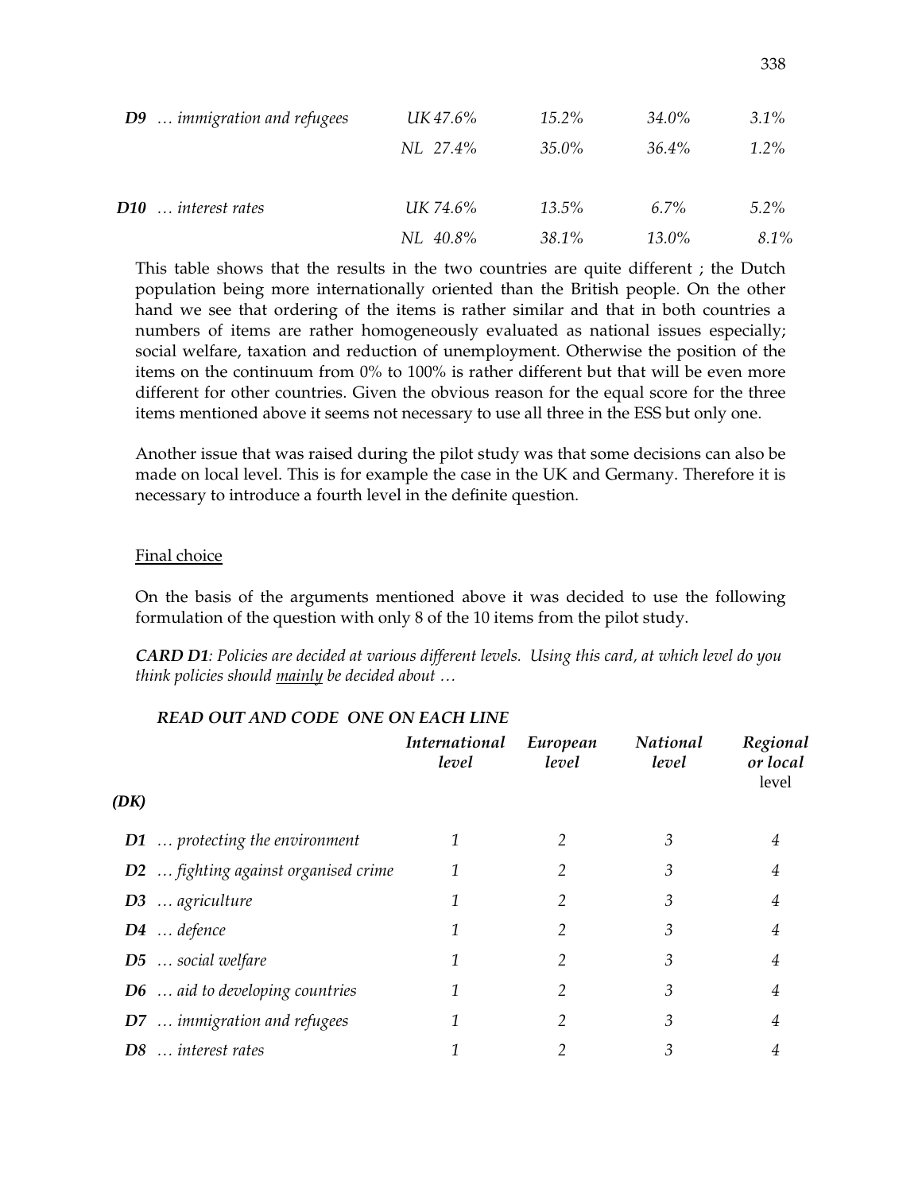| | | | | |
|---|---|---|---|---|
| ***D9*** *… immigration and refugees* | *UK 47.6%* | *15.2%* | *34.0%* | *3.1%* |
| | *NL 27.4%* | *35.0%* | *36.4%* | *1.2%* |
| ***D10*** *… interest rates* | *UK 74.6%* | *13.5%* | *6.7%* | *5.2%* |
| | *NL 40.8%* | *38.1%* | *13.0%* | *8.1%* |

This table shows that the results in the two countries are quite different ; the Dutch population being more internationally oriented than the British people. On the other hand we see that ordering of the items is rather similar and that in both countries a numbers of items are rather homogeneously evaluated as national issues especially; social welfare, taxation and reduction of unemployment. Otherwise the position of the items on the continuum from 0% to 100% is rather different but that will be even more different for other countries. Given the obvious reason for the equal score for the three items mentioned above it seems not necessary to use all three in the ESS but only one.

Another issue that was raised during the pilot study was that some decisions can also be made on local level. This is for example the case in the UK and Germany. Therefore it is necessary to introduce a fourth level in the definite question.

Final choice

On the basis of the arguments mentioned above it was decided to use the following formulation of the question with only 8 of the 10 items from the pilot study.

***CARD D1****: Policies are decided at various different levels. Using this card, at which level do you think policies should mainly be decided about …*

***READ OUT AND CODE ONE ON EACH LINE***

| *(DK)* | ***International level*** | ***European level*** | ***National level*** | ***Regional or local* level** |
|---|---|---|---|---|
| ***D1*** *… protecting the environment* | *1* | *2* | *3* | *4* |
| ***D2*** *… fighting against organised crime* | *1* | *2* | *3* | *4* |
| ***D3*** *… agriculture* | *1* | *2* | *3* | *4* |
| ***D4*** *… defence* | *1* | *2* | *3* | *4* |
| ***D5*** *… social welfare* | *1* | *2* | *3* | *4* |
| ***D6*** *… aid to developing countries* | *1* | *2* | *3* | *4* |
| ***D7*** *… immigration and refugees* | *1* | *2* | *3* | *4* |
| ***D8*** *… interest rates* | *1* | *2* | *3* | *4* |